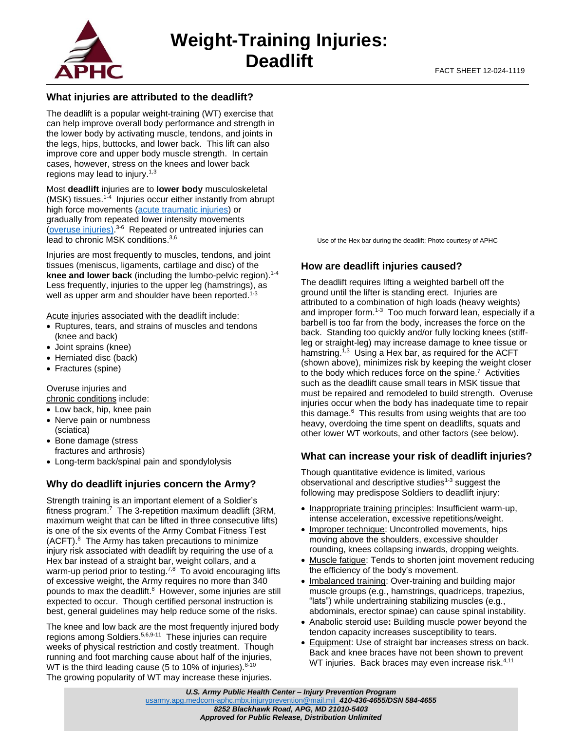# Weight-Training Injuries: Deadlift

FACT SHEET 12-024-1119

## What injuries are attributed to the deadlift?

The deadlift is a popular weight-training (WT) exercise that can help improve overall body performance and strength in the lower body by activating muscle, tendons, and joints in the legs, hips, buttocks, and lower back. This lift can also improve core and upper body muscle strength. In certain cases, however, stress on the knees and lower back regions may lead to injury.[1,3]

Most **deadlift** injuries are to **lower body** musculoskeletal (MSK) tissues.[1-4] Injuries occur either instantly from abrupt high force movements (acute traumatic injuries) or gradually from repeated lower intensity movements (overuse injuries).[3-6] Repeated or untreated injuries can lead to chronic MSK conditions.[3,6]

Injuries are most frequently to muscles, tendons, and joint tissues (meniscus, ligaments, cartilage and disc) of the **knee and lower back** (including the lumbo-pelvic region).[1-4] Less frequently, injuries to the upper leg (hamstrings), as well as upper arm and shoulder have been reported.[1-3]

Acute injuries associated with the deadlift include:

- Ruptures, tears, and strains of muscles and tendons (knee and back)
- Joint sprains (knee)
- Herniated disc (back)
- Fractures (spine)

Overuse injuries and chronic conditions include:

- Low back, hip, knee pain
- Nerve pain or numbness (sciatica)
- Bone damage (stress fractures and arthrosis)
- Long-term back/spinal pain and spondylolysis

## Why do deadlift injuries concern the Army?

Strength training is an important element of a Soldier's fitness program.[7] The 3-repetition maximum deadlift (3RM, maximum weight that can be lifted in three consecutive lifts) is one of the six events of the Army Combat Fitness Test (ACFT).[8] The Army has taken precautions to minimize injury risk associated with deadlift by requiring the use of a Hex bar instead of a straight bar, weight collars, and a warm-up period prior to testing.[7,8] To avoid encouraging lifts of excessive weight, the Army requires no more than 340 pounds to max the deadlift.[8] However, some injuries are still expected to occur. Though certified personal instruction is best, general guidelines may help reduce some of the risks.

The knee and low back are the most frequently injured body regions among Soldiers.[5,6,9-11] These injuries can require weeks of physical restriction and costly treatment. Though running and foot marching cause about half of the injuries, WT is the third leading cause (5 to 10% of injuries).[8-10] The growing popularity of WT may increase these injuries.

Use of the Hex bar during the deadlift; Photo courtesy of APHC

## How are deadlift injuries caused?

The deadlift requires lifting a weighted barbell off the ground until the lifter is standing erect. Injuries are attributed to a combination of high loads (heavy weights) and improper form.[1-3] Too much forward lean, especially if a barbell is too far from the body, increases the force on the back. Standing too quickly and/or fully locking knees (stiff-leg or straight-leg) may increase damage to knee tissue or hamstring.[1,3] Using a Hex bar, as required for the ACFT (shown above), minimizes risk by keeping the weight closer to the body which reduces force on the spine.[7] Activities such as the deadlift cause small tears in MSK tissue that must be repaired and remodeled to build strength. Overuse injuries occur when the body has inadequate time to repair this damage.[6] This results from using weights that are too heavy, overdoing the time spent on deadlifts, squats and other lower WT workouts, and other factors (see below).

## What can increase your risk of deadlift injuries?

Though quantitative evidence is limited, various observational and descriptive studies[1-3] suggest the following may predispose Soldiers to deadlift injury:

- Inappropriate training principles: Insufficient warm-up, intense acceleration, excessive repetitions/weight.
- Improper technique: Uncontrolled movements, hips moving above the shoulders, excessive shoulder rounding, knees collapsing inwards, dropping weights.
- Muscle fatigue: Tends to shorten joint movement reducing the efficiency of the body's movement.
- Imbalanced training: Over-training and building major muscle groups (e.g., hamstrings, quadriceps, trapezius, "lats") while undertraining stabilizing muscles (e.g., abdominals, erector spinae) can cause spinal instability.
- Anabolic steroid use**:** Building muscle power beyond the tendon capacity increases susceptibility to tears.
- Equipment: Use of straight bar increases stress on back. Back and knee braces have not been shown to prevent WT injuries. Back braces may even increase risk.[4,11]

***U.S. Army Public Health Center – Injury Prevention Program***
usarmy.apg.medcom-aphc.mbx.injuryprevention@mail.mil ***410-436-4655/DSN 584-4655***
***8252 Blackhawk Road, APG, MD 21010-5403***
***Approved for Public Release, Distribution Unlimited***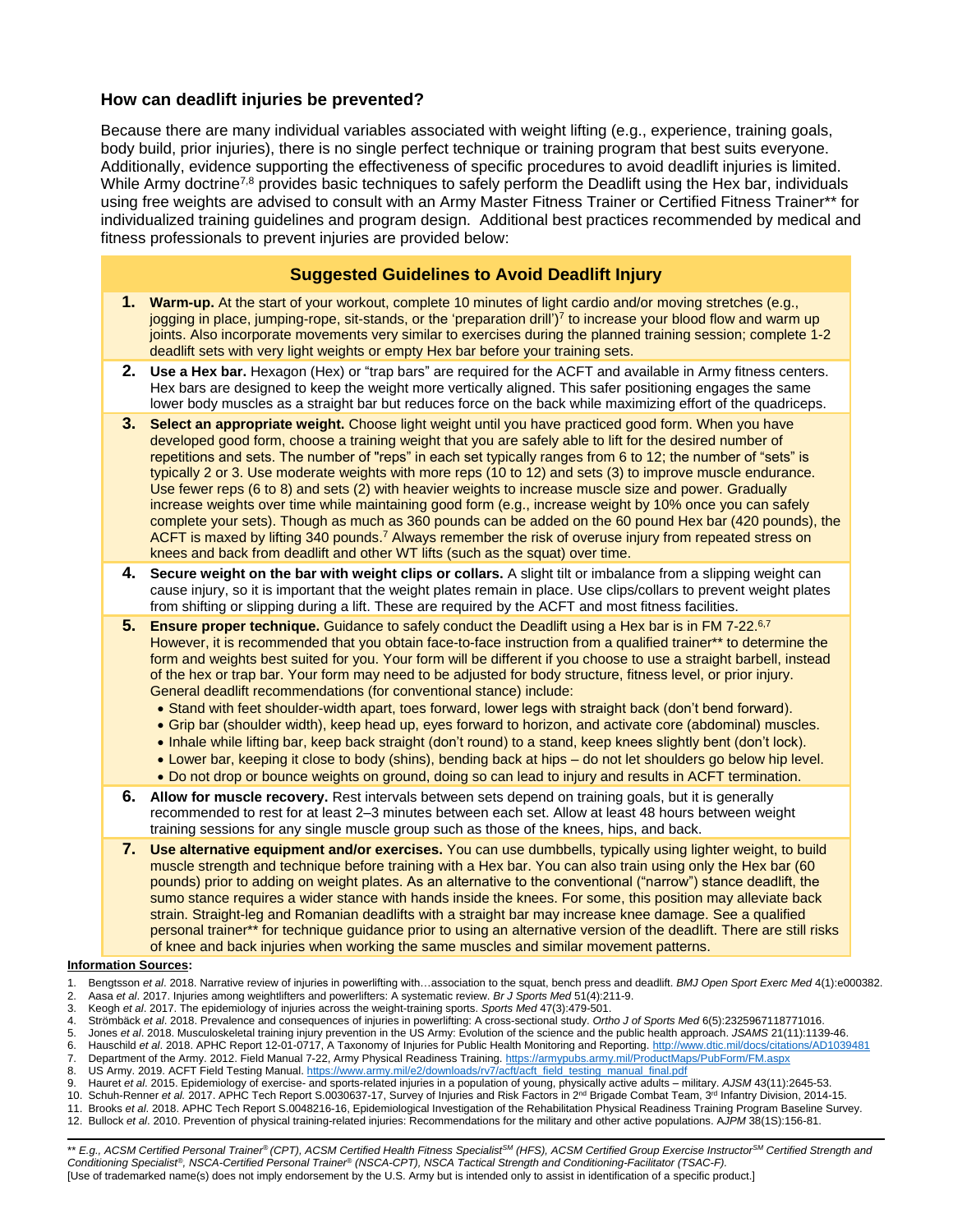## How can deadlift injuries be prevented?

Because there are many individual variables associated with weight lifting (e.g., experience, training goals, body build, prior injuries), there is no single perfect technique or training program that best suits everyone. Additionally, evidence supporting the effectiveness of specific procedures to avoid deadlift injuries is limited. While Army doctrine[7,8] provides basic techniques to safely perform the Deadlift using the Hex bar, individuals using free weights are advised to consult with an Army Master Fitness Trainer or Certified Fitness Trainer** for individualized training guidelines and program design. Additional best practices recommended by medical and fitness professionals to prevent injuries are provided below:

### Suggested Guidelines to Avoid Deadlift Injury

1. **Warm-up.** At the start of your workout, complete 10 minutes of light cardio and/or moving stretches (e.g., jogging in place, jumping-rope, sit-stands, or the 'preparation drill')[7] to increase your blood flow and warm up joints. Also incorporate movements very similar to exercises during the planned training session; complete 1-2 deadlift sets with very light weights or empty Hex bar before your training sets.

2. **Use a Hex bar.** Hexagon (Hex) or "trap bars" are required for the ACFT and available in Army fitness centers. Hex bars are designed to keep the weight more vertically aligned. This safer positioning engages the same lower body muscles as a straight bar but reduces force on the back while maximizing effort of the quadriceps.

3. **Select an appropriate weight.** Choose light weight until you have practiced good form. When you have developed good form, choose a training weight that you are safely able to lift for the desired number of repetitions and sets. The number of "reps" in each set typically ranges from 6 to 12; the number of "sets" is typically 2 or 3. Use moderate weights with more reps (10 to 12) and sets (3) to improve muscle endurance. Use fewer reps (6 to 8) and sets (2) with heavier weights to increase muscle size and power. Gradually increase weights over time while maintaining good form (e.g., increase weight by 10% once you can safely complete your sets). Though as much as 360 pounds can be added on the 60 pound Hex bar (420 pounds), the ACFT is maxed by lifting 340 pounds.[7] Always remember the risk of overuse injury from repeated stress on knees and back from deadlift and other WT lifts (such as the squat) over time.

4. **Secure weight on the bar with weight clips or collars.** A slight tilt or imbalance from a slipping weight can cause injury, so it is important that the weight plates remain in place. Use clips/collars to prevent weight plates from shifting or slipping during a lift. These are required by the ACFT and most fitness facilities.

5. **Ensure proper technique.** Guidance to safely conduct the Deadlift using a Hex bar is in FM 7-22.[6,7] However, it is recommended that you obtain face-to-face instruction from a qualified trainer** to determine the form and weights best suited for you. Your form will be different if you choose to use a straight barbell, instead of the hex or trap bar. Your form may need to be adjusted for body structure, fitness level, or prior injury. General deadlift recommendations (for conventional stance) include:
   - Stand with feet shoulder-width apart, toes forward, lower legs with straight back (don't bend forward).
   - Grip bar (shoulder width), keep head up, eyes forward to horizon, and activate core (abdominal) muscles.
   - Inhale while lifting bar, keep back straight (don't round) to a stand, keep knees slightly bent (don't lock).
   - Lower bar, keeping it close to body (shins), bending back at hips – do not let shoulders go below hip level.
   - Do not drop or bounce weights on ground, doing so can lead to injury and results in ACFT termination.

6. **Allow for muscle recovery.** Rest intervals between sets depend on training goals, but it is generally recommended to rest for at least 2–3 minutes between each set. Allow at least 48 hours between weight training sessions for any single muscle group such as those of the knees, hips, and back.

7. **Use alternative equipment and/or exercises.** You can use dumbbells, typically using lighter weight, to build muscle strength and technique before training with a Hex bar. You can also train using only the Hex bar (60 pounds) prior to adding on weight plates. As an alternative to the conventional ("narrow") stance deadlift, the sumo stance requires a wider stance with hands inside the knees. For some, this position may alleviate back strain. Straight-leg and Romanian deadlifts with a straight bar may increase knee damage. See a qualified personal trainer** for technique guidance prior to using an alternative version of the deadlift. There are still risks of knee and back injuries when working the same muscles and similar movement patterns.

**Information Sources:**

1. Bengtsson *et al*. 2018. Narrative review of injuries in powerlifting with…association to the squat, bench press and deadlift. *BMJ Open Sport Exerc Med* 4(1):e000382.
2. Aasa *et al*. 2017. Injuries among weightlifters and powerlifters: A systematic review. *Br J Sports Med* 51(4):211-9.
3. Keogh *et al*. 2017. The epidemiology of injuries across the weight-training sports. *Sports Med* 47(3):479-501.
4. Strömbäck *et al*. 2018. Prevalence and consequences of injuries in powerlifting: A cross-sectional study. *Ortho J of Sports Med* 6(5):2325967118771016.
5. Jones *et al*. 2018. Musculoskeletal training injury prevention in the US Army: Evolution of the science and the public health approach. *JSAMS* 21(11):1139-46.
6. Hauschild *et al*. 2018. APHC Report 12-01-0717, A Taxonomy of Injuries for Public Health Monitoring and Reporting. http://www.dtic.mil/docs/citations/AD1039481
7. Department of the Army. 2012. Field Manual 7-22, Army Physical Readiness Training. https://armypubs.army.mil/ProductMaps/PubForm/FM.aspx
8. US Army. 2019. ACFT Field Testing Manual. https://www.army.mil/e2/downloads/rv7/acft/acft_field_testing_manual_final.pdf
9. Hauret *et al*. 2015. Epidemiology of exercise- and sports-related injuries in a population of young, physically active adults – military. *AJSM* 43(11):2645-53.
10. Schuh-Renner *et al.* 2017. APHC Tech Report S.0030637-17, Survey of Injuries and Risk Factors in 2nd Brigade Combat Team, 3rd Infantry Division, 2014-15.
11. Brooks *et al*. 2018. APHC Tech Report S.0048216-16, Epidemiological Investigation of the Rehabilitation Physical Readiness Training Program Baseline Survey.
12. Bullock *et al*. 2010. Prevention of physical training-related injuries: Recommendations for the military and other active populations. A*JPM* 38(1S):156-81.

---

*** E.g., ACSM Certified Personal Trainer® (CPT), ACSM Certified Health Fitness Specialist℠ (HFS), ACSM Certified Group Exercise Instructor℠ Certified Strength and Conditioning Specialist®, NSCA-Certified Personal Trainer® (NSCA-CPT), NSCA Tactical Strength and Conditioning-Facilitator (TSAC-F).*

[Use of trademarked name(s) does not imply endorsement by the U.S. Army but is intended only to assist in identification of a specific product.]